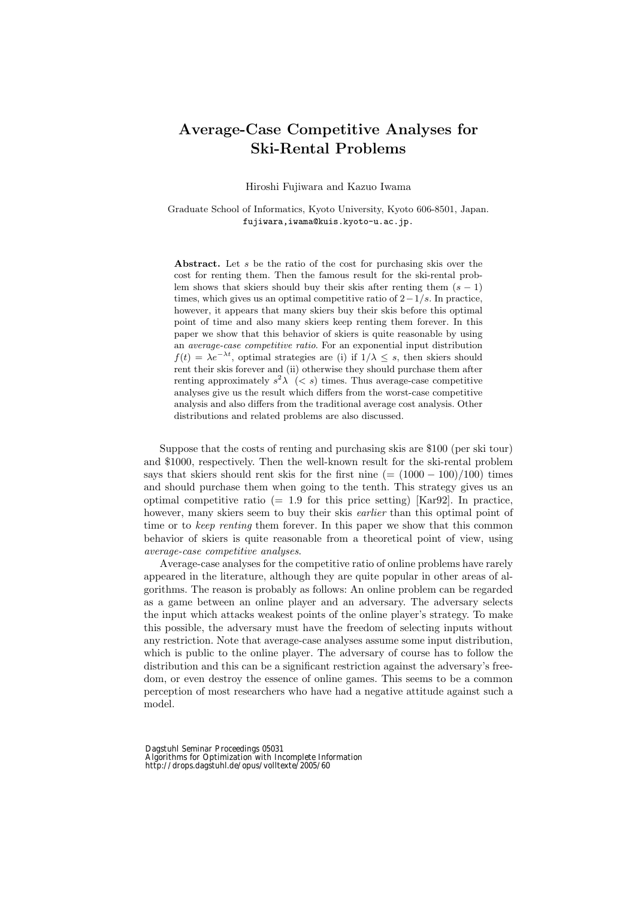# Average-Case Competitive Analyses for Ski-Rental Problems

Hiroshi Fujiwara and Kazuo Iwama

Graduate School of Informatics, Kyoto University, Kyoto 606-8501, Japan.
fujiwara,iwama@kuis.kyoto-u.ac.jp.

**Abstract.** Let $s$ be the ratio of the cost for purchasing skis over the cost for renting them. Then the famous result for the ski-rental problem shows that skiers should buy their skis after renting them $(s-1)$ times, which gives us an optimal competitive ratio of $2-1/s$. In practice, however, it appears that many skiers buy their skis before this optimal point of time and also many skiers keep renting them forever. In this paper we show that this behavior of skiers is quite reasonable by using an *average-case competitive ratio*. For an exponential input distribution $f(t) = \lambda e^{-\lambda t}$, optimal strategies are (i) if $1/\lambda \leq s$, then skiers should rent their skis forever and (ii) otherwise they should purchase them after renting approximately $s^2\lambda$ $(< s)$ times. Thus average-case competitive analyses give us the result which differs from the worst-case competitive analysis and also differs from the traditional average cost analysis. Other distributions and related problems are also discussed.

Suppose that the costs of renting and purchasing skis are \$100 (per ski tour) and \$1000, respectively. Then the well-known result for the ski-rental problem says that skiers should rent skis for the first nine $(= (1000-100)/100)$ times and should purchase them when going to the tenth. This strategy gives us an optimal competitive ratio $(= 1.9$ for this price setting$)$ [Kar92]. In practice, however, many skiers seem to buy their skis *earlier* than this optimal point of time or to *keep renting* them forever. In this paper we show that this common behavior of skiers is quite reasonable from a theoretical point of view, using *average-case competitive analyses*.

Average-case analyses for the competitive ratio of online problems have rarely appeared in the literature, although they are quite popular in other areas of algorithms. The reason is probably as follows: An online problem can be regarded as a game between an online player and an adversary. The adversary selects the input which attacks weakest points of the online player's strategy. To make this possible, the adversary must have the freedom of selecting inputs without any restriction. Note that average-case analyses assume some input distribution, which is public to the online player. The adversary of course has to follow the distribution and this can be a significant restriction against the adversary's freedom, or even destroy the essence of online games. This seems to be a common perception of most researchers who have had a negative attitude against such a model.

Dagstuhl Seminar Proceedings 05031
Algorithms for Optimization with Incomplete Information
http://drops.dagstuhl.de/opus/volltexte/2005/60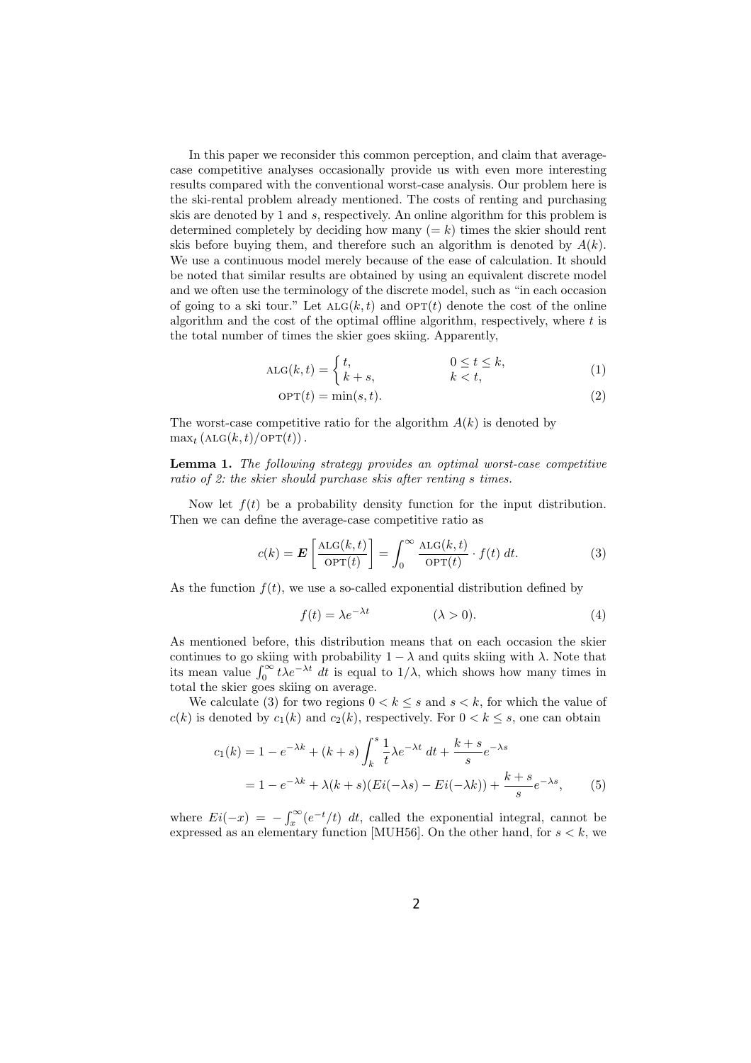In this paper we reconsider this common perception, and claim that average-case competitive analyses occasionally provide us with even more interesting results compared with the conventional worst-case analysis. Our problem here is the ski-rental problem already mentioned. The costs of renting and purchasing skis are denoted by 1 and $s$, respectively. An online algorithm for this problem is determined completely by deciding how many $(= k)$ times the skier should rent skis before buying them, and therefore such an algorithm is denoted by $A(k)$. We use a continuous model merely because of the ease of calculation. It should be noted that similar results are obtained by using an equivalent discrete model and we often use the terminology of the discrete model, such as "in each occasion of going to a ski tour." Let $\text{ALG}(k, t)$ and $\text{OPT}(t)$ denote the cost of the online algorithm and the cost of the optimal offline algorithm, respectively, where $t$ is the total number of times the skier goes skiing. Apparently,

$$\text{ALG}(k,t) = \begin{cases} t, & 0 \le t \le k, \\ k+s, & k < t, \end{cases} \tag{1}$$

$$\text{OPT}(t) = \min(s, t). \tag{2}$$

The worst-case competitive ratio for the algorithm $A(k)$ is denoted by $\max_t \left(\text{ALG}(k,t)/\text{OPT}(t)\right)$.

**Lemma 1.** *The following strategy provides an optimal worst-case competitive ratio of 2: the skier should purchase skis after renting $s$ times.*

Now let $f(t)$ be a probability density function for the input distribution. Then we can define the average-case competitive ratio as

$$c(k) = \boldsymbol{E}\left[\frac{\text{ALG}(k,t)}{\text{OPT}(t)}\right] = \int_0^\infty \frac{\text{ALG}(k,t)}{\text{OPT}(t)} \cdot f(t)\ dt. \tag{3}$$

As the function $f(t)$, we use a so-called exponential distribution defined by

$$f(t) = \lambda e^{-\lambda t} \qquad (\lambda > 0). \tag{4}$$

As mentioned before, this distribution means that on each occasion the skier continues to go skiing with probability $1 - \lambda$ and quits skiing with $\lambda$. Note that its mean value $\int_0^\infty t\lambda e^{-\lambda t}\ dt$ is equal to $1/\lambda$, which shows how many times in total the skier goes skiing on average.

We calculate (3) for two regions $0 < k \le s$ and $s < k$, for which the value of $c(k)$ is denoted by $c_1(k)$ and $c_2(k)$, respectively. For $0 < k \le s$, one can obtain

$$\begin{aligned} c_1(k) &= 1 - e^{-\lambda k} + (k+s)\int_k^s \frac{1}{t}\lambda e^{-\lambda t}\ dt + \frac{k+s}{s}e^{-\lambda s} \\ &= 1 - e^{-\lambda k} + \lambda(k+s)(Ei(-\lambda s) - Ei(-\lambda k)) + \frac{k+s}{s}e^{-\lambda s}, \end{aligned} \tag{5}$$

where $Ei(-x) = -\int_x^\infty (e^{-t}/t)\ dt$, called the exponential integral, cannot be expressed as an elementary function [MUH56]. On the other hand, for $s < k$, we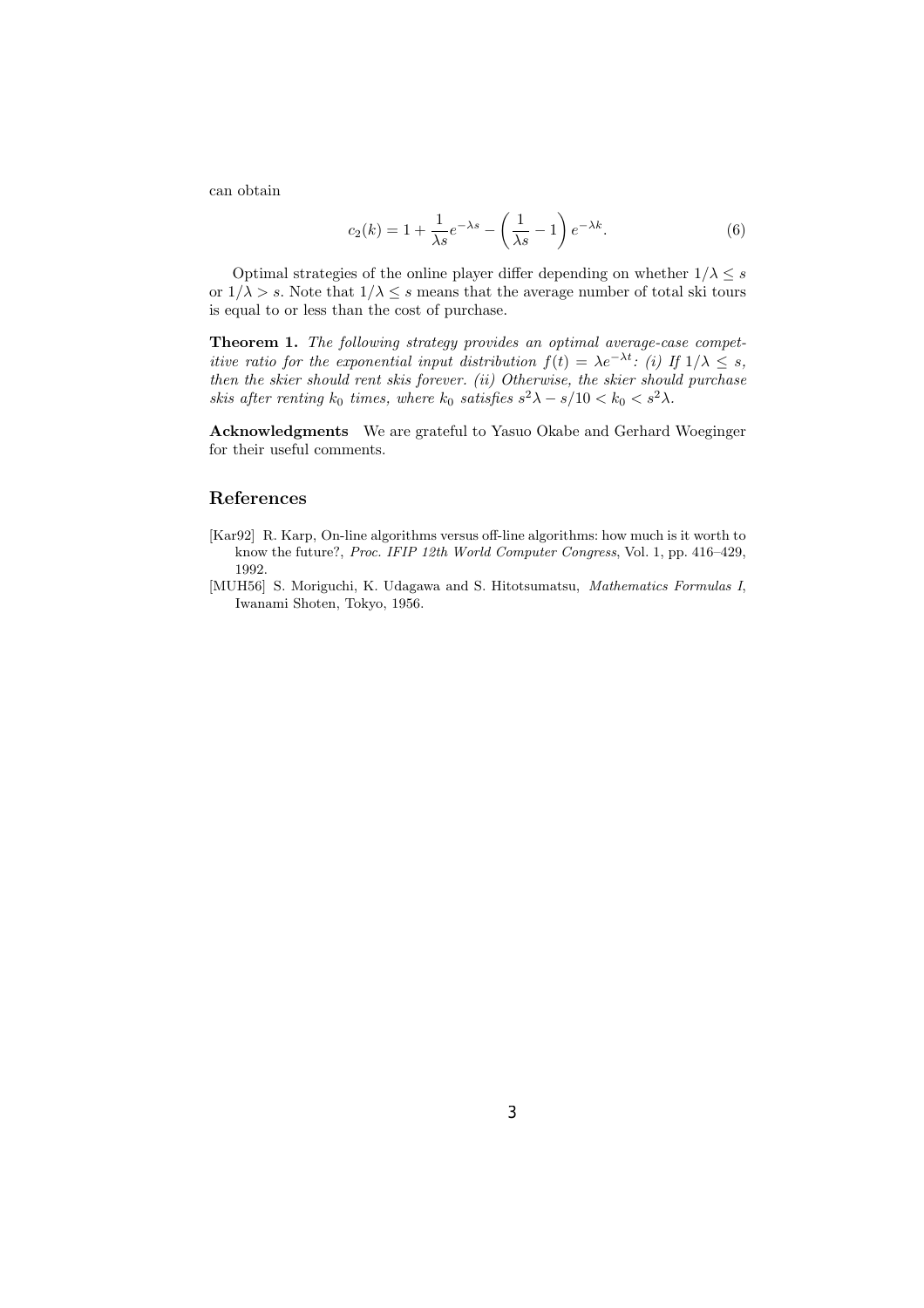can obtain

$$c_2(k) = 1 + \frac{1}{\lambda s} e^{-\lambda s} - \left( \frac{1}{\lambda s} - 1 \right) e^{-\lambda k}. \tag{6}$$

Optimal strategies of the online player differ depending on whether $1/\lambda \le s$ or $1/\lambda > s$. Note that $1/\lambda \le s$ means that the average number of total ski tours is equal to or less than the cost of purchase.

**Theorem 1.** *The following strategy provides an optimal average-case competitive ratio for the exponential input distribution $f(t) = \lambda e^{-\lambda t}$: (i) If $1/\lambda \le s$, then the skier should rent skis forever. (ii) Otherwise, the skier should purchase skis after renting $k_0$ times, where $k_0$ satisfies $s^2\lambda - s/10 < k_0 < s^2\lambda$.*

**Acknowledgments** We are grateful to Yasuo Okabe and Gerhard Woeginger for their useful comments.

## References

[Kar92] R. Karp, On-line algorithms versus off-line algorithms: how much is it worth to know the future?, *Proc. IFIP 12th World Computer Congress*, Vol. 1, pp. 416–429, 1992.

[MUH56] S. Moriguchi, K. Udagawa and S. Hitotsumatsu, *Mathematics Formulas I*, Iwanami Shoten, Tokyo, 1956.